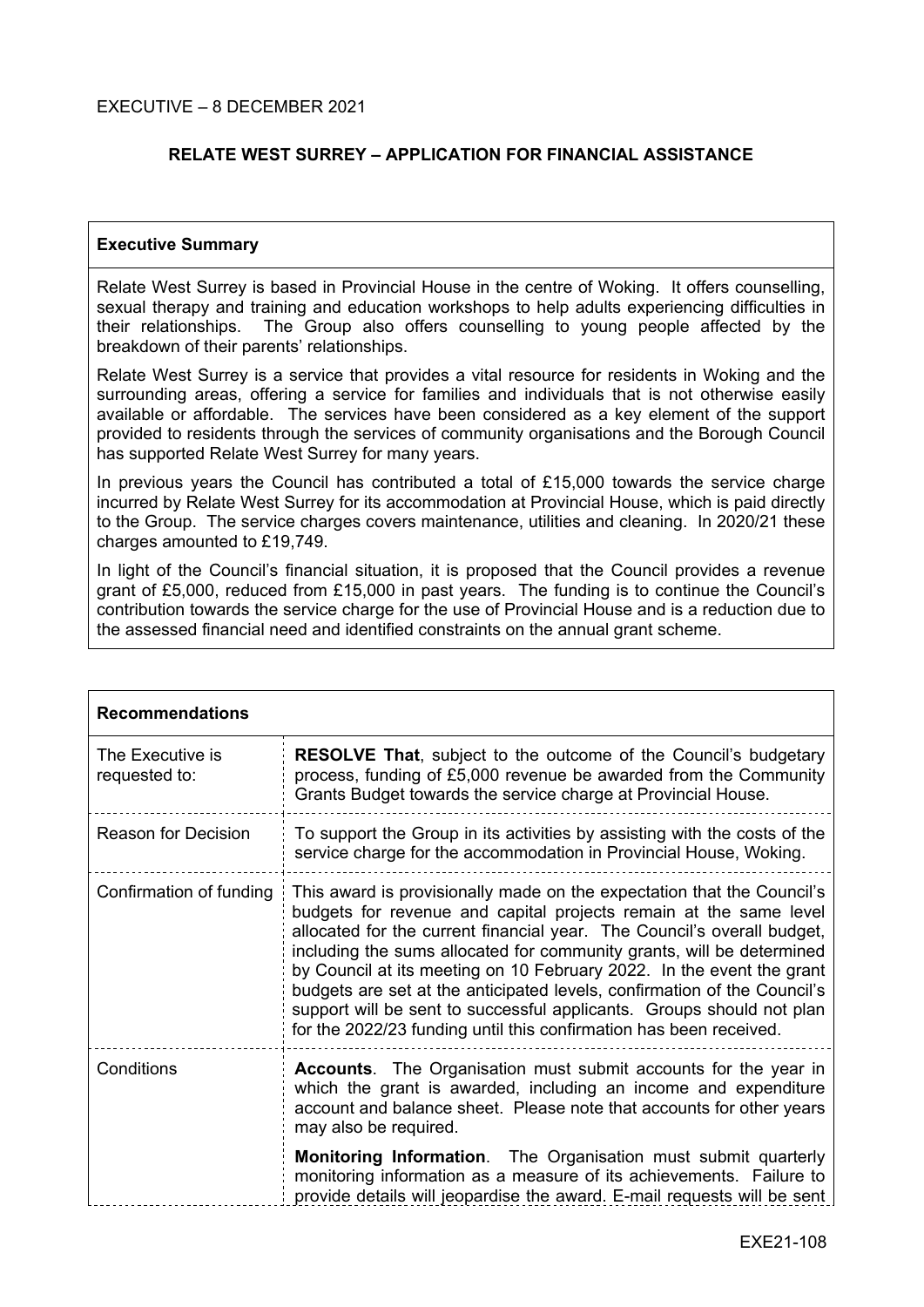EXECUTIVE – 8 DECEMBER 2021

# RELATE WEST SURREY – APPLICATION FOR FINANCIAL ASSISTANCE

## Executive Summary

Relate West Surrey is based in Provincial House in the centre of Woking. It offers counselling, sexual therapy and training and education workshops to help adults experiencing difficulties in their relationships. The Group also offers counselling to young people affected by the breakdown of their parents' relationships.

Relate West Surrey is a service that provides a vital resource for residents in Woking and the surrounding areas, offering a service for families and individuals that is not otherwise easily available or affordable. The services have been considered as a key element of the support provided to residents through the services of community organisations and the Borough Council has supported Relate West Surrey for many years.

In previous years the Council has contributed a total of £15,000 towards the service charge incurred by Relate West Surrey for its accommodation at Provincial House, which is paid directly to the Group. The service charges covers maintenance, utilities and cleaning. In 2020/21 these charges amounted to £19,749.

In light of the Council's financial situation, it is proposed that the Council provides a revenue grant of £5,000, reduced from £15,000 in past years. The funding is to continue the Council's contribution towards the service charge for the use of Provincial House and is a reduction due to the assessed financial need and identified constraints on the annual grant scheme.

## Recommendations

| | |
|---|---|
| The Executive is requested to: | **RESOLVE That**, subject to the outcome of the Council's budgetary process, funding of £5,000 revenue be awarded from the Community Grants Budget towards the service charge at Provincial House. |
| Reason for Decision | To support the Group in its activities by assisting with the costs of the service charge for the accommodation in Provincial House, Woking. |
| Confirmation of funding | This award is provisionally made on the expectation that the Council's budgets for revenue and capital projects remain at the same level allocated for the current financial year. The Council's overall budget, including the sums allocated for community grants, will be determined by Council at its meeting on 10 February 2022. In the event the grant budgets are set at the anticipated levels, confirmation of the Council's support will be sent to successful applicants. Groups should not plan for the 2022/23 funding until this confirmation has been received. |
| Conditions | **Accounts**. The Organisation must submit accounts for the year in which the grant is awarded, including an income and expenditure account and balance sheet. Please note that accounts for other years may also be required.<br><br>**Monitoring Information**. The Organisation must submit quarterly monitoring information as a measure of its achievements. Failure to provide details will jeopardise the award. E-mail requests will be sent |

EXE21-108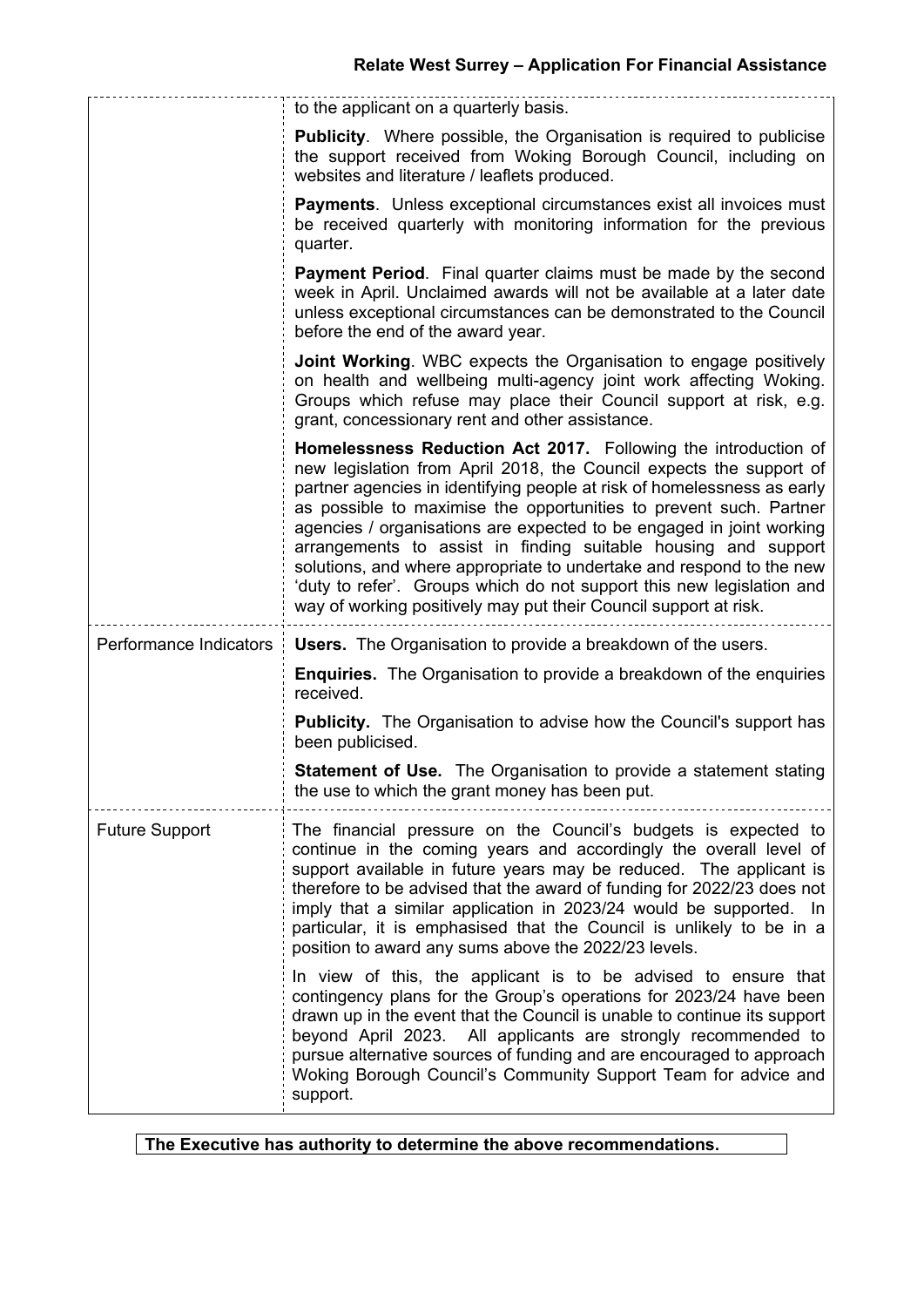| | |
|---|---|
| | to the applicant on a quarterly basis.<br><br>**Publicity**. Where possible, the Organisation is required to publicise the support received from Woking Borough Council, including on websites and literature / leaflets produced.<br><br>**Payments**. Unless exceptional circumstances exist all invoices must be received quarterly with monitoring information for the previous quarter.<br><br>**Payment Period**. Final quarter claims must be made by the second week in April. Unclaimed awards will not be available at a later date unless exceptional circumstances can be demonstrated to the Council before the end of the award year.<br><br>**Joint Working**. WBC expects the Organisation to engage positively on health and wellbeing multi-agency joint work affecting Woking. Groups which refuse may place their Council support at risk, e.g. grant, concessionary rent and other assistance.<br><br>**Homelessness Reduction Act 2017.** Following the introduction of new legislation from April 2018, the Council expects the support of partner agencies in identifying people at risk of homelessness as early as possible to maximise the opportunities to prevent such. Partner agencies / organisations are expected to be engaged in joint working arrangements to assist in finding suitable housing and support solutions, and where appropriate to undertake and respond to the new 'duty to refer'. Groups which do not support this new legislation and way of working positively may put their Council support at risk. |
| Performance Indicators | **Users.** The Organisation to provide a breakdown of the users.<br><br>**Enquiries.** The Organisation to provide a breakdown of the enquiries received.<br><br>**Publicity.** The Organisation to advise how the Council's support has been publicised.<br><br>**Statement of Use.** The Organisation to provide a statement stating the use to which the grant money has been put. |
| Future Support | The financial pressure on the Council's budgets is expected to continue in the coming years and accordingly the overall level of support available in future years may be reduced. The applicant is therefore to be advised that the award of funding for 2022/23 does not imply that a similar application in 2023/24 would be supported. In particular, it is emphasised that the Council is unlikely to be in a position to award any sums above the 2022/23 levels.<br><br>In view of this, the applicant is to be advised to ensure that contingency plans for the Group's operations for 2023/24 have been drawn up in the event that the Council is unable to continue its support beyond April 2023. All applicants are strongly recommended to pursue alternative sources of funding and are encouraged to approach Woking Borough Council's Community Support Team for advice and support. |

**The Executive has authority to determine the above recommendations.**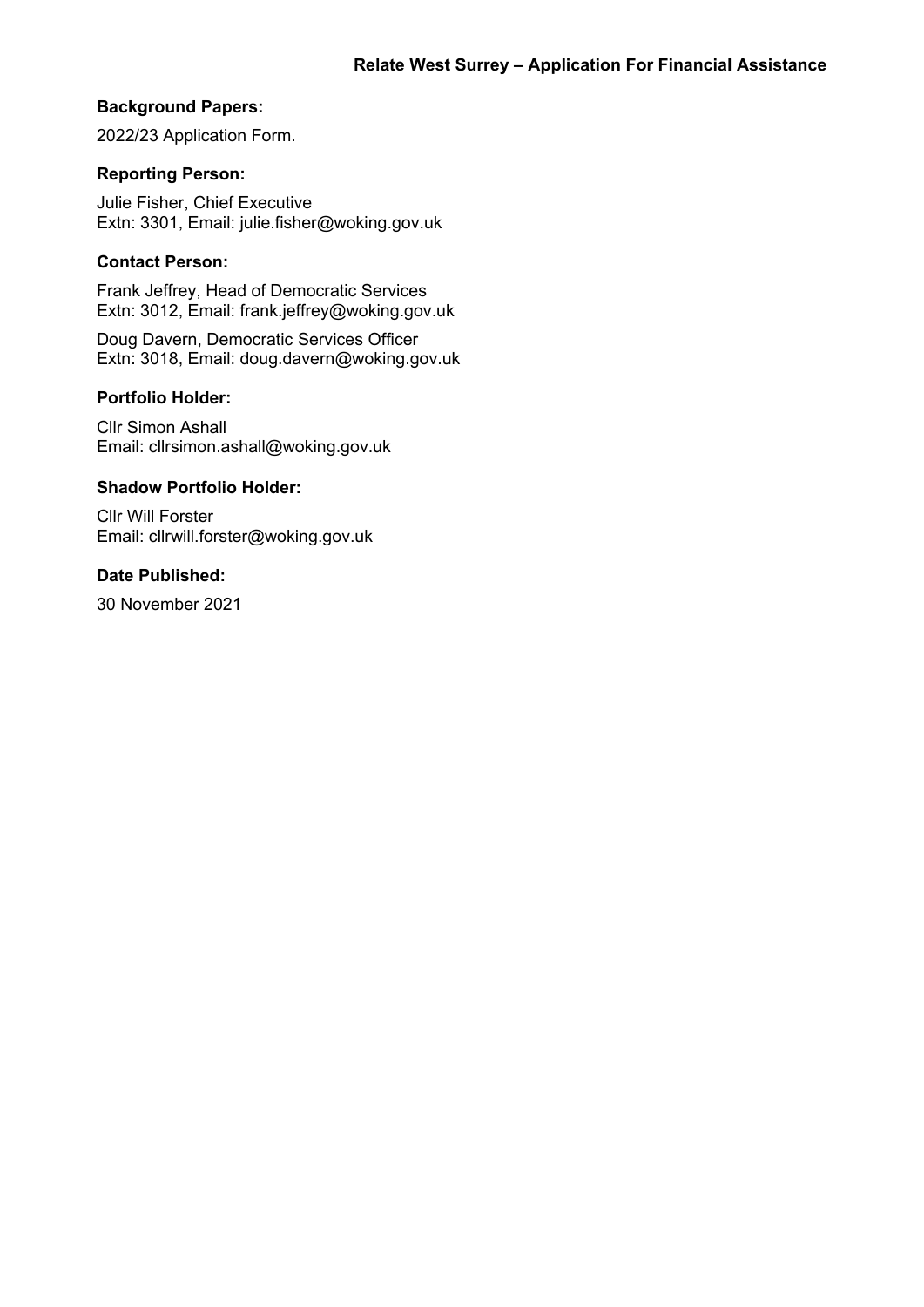**Background Papers:**

2022/23 Application Form.

**Reporting Person:**

Julie Fisher, Chief Executive
Extn: 3301, Email: julie.fisher@woking.gov.uk

**Contact Person:**

Frank Jeffrey, Head of Democratic Services
Extn: 3012, Email: frank.jeffrey@woking.gov.uk

Doug Davern, Democratic Services Officer
Extn: 3018, Email: doug.davern@woking.gov.uk

**Portfolio Holder:**

Cllr Simon Ashall
Email: cllrsimon.ashall@woking.gov.uk

**Shadow Portfolio Holder:**

Cllr Will Forster
Email: cllrwill.forster@woking.gov.uk

**Date Published:**

30 November 2021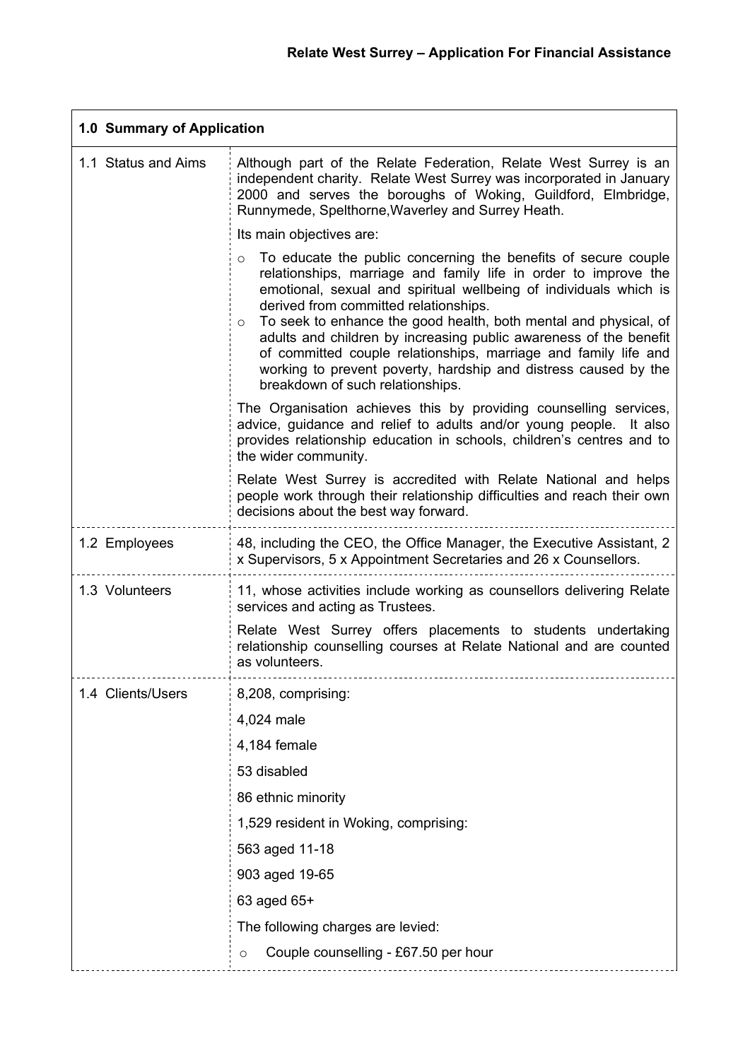## Relate West Surrey – Application For Financial Assistance

| **1.0 Summary of Application** | |
|---|---|
| 1.1 Status and Aims | Although part of the Relate Federation, Relate West Surrey is an independent charity. Relate West Surrey was incorporated in January 2000 and serves the boroughs of Woking, Guildford, Elmbridge, Runnymede, Spelthorne,Waverley and Surrey Heath.<br><br>Its main objectives are:<br><br>o To educate the public concerning the benefits of secure couple relationships, marriage and family life in order to improve the emotional, sexual and spiritual wellbeing of individuals which is derived from committed relationships.<br>o To seek to enhance the good health, both mental and physical, of adults and children by increasing public awareness of the benefit of committed couple relationships, marriage and family life and working to prevent poverty, hardship and distress caused by the breakdown of such relationships.<br><br>The Organisation achieves this by providing counselling services, advice, guidance and relief to adults and/or young people. It also provides relationship education in schools, children's centres and to the wider community.<br><br>Relate West Surrey is accredited with Relate National and helps people work through their relationship difficulties and reach their own decisions about the best way forward. |
| 1.2 Employees | 48, including the CEO, the Office Manager, the Executive Assistant, 2 x Supervisors, 5 x Appointment Secretaries and 26 x Counsellors. |
| 1.3 Volunteers | 11, whose activities include working as counsellors delivering Relate services and acting as Trustees.<br><br>Relate West Surrey offers placements to students undertaking relationship counselling courses at Relate National and are counted as volunteers. |
| 1.4 Clients/Users | 8,208, comprising:<br><br>4,024 male<br><br>4,184 female<br><br>53 disabled<br><br>86 ethnic minority<br><br>1,529 resident in Woking, comprising:<br><br>563 aged 11-18<br><br>903 aged 19-65<br><br>63 aged 65+<br><br>The following charges are levied:<br><br>o Couple counselling - £67.50 per hour |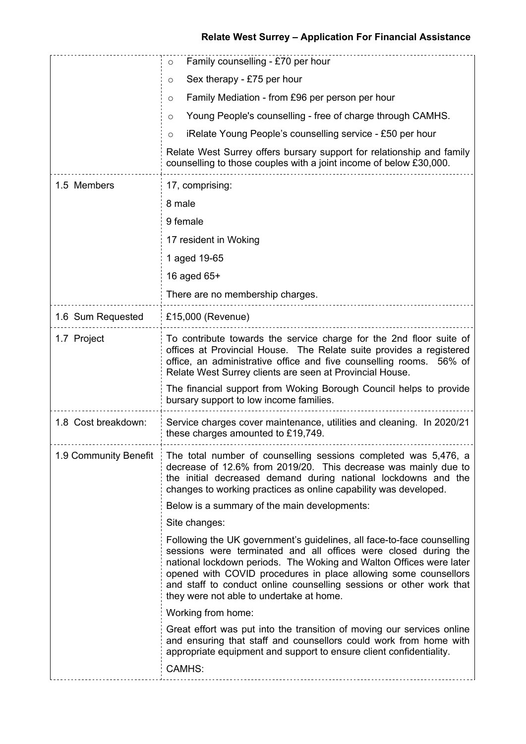| | |
|---|---|
| | ○ Family counselling - £70 per hour<br>○ Sex therapy - £75 per hour<br>○ Family Mediation - from £96 per person per hour<br>○ Young People's counselling - free of charge through CAMHS.<br>○ iRelate Young People's counselling service - £50 per hour<br><br>Relate West Surrey offers bursary support for relationship and family counselling to those couples with a joint income of below £30,000. |
| 1.5 Members | 17, comprising:<br>8 male<br>9 female<br>17 resident in Woking<br>1 aged 19-65<br>16 aged 65+<br>There are no membership charges. |
| 1.6 Sum Requested | £15,000 (Revenue) |
| 1.7 Project | To contribute towards the service charge for the 2nd floor suite of offices at Provincial House. The Relate suite provides a registered office, an administrative office and five counselling rooms. 56% of Relate West Surrey clients are seen at Provincial House.<br><br>The financial support from Woking Borough Council helps to provide bursary support to low income families. |
| 1.8 Cost breakdown: | Service charges cover maintenance, utilities and cleaning. In 2020/21 these charges amounted to £19,749. |
| 1.9 Community Benefit | The total number of counselling sessions completed was 5,476, a decrease of 12.6% from 2019/20. This decrease was mainly due to the initial decreased demand during national lockdowns and the changes to working practices as online capability was developed.<br><br>Below is a summary of the main developments:<br><br>Site changes:<br><br>Following the UK government's guidelines, all face-to-face counselling sessions were terminated and all offices were closed during the national lockdown periods. The Woking and Walton Offices were later opened with COVID procedures in place allowing some counsellors and staff to conduct online counselling sessions or other work that they were not able to undertake at home.<br><br>Working from home:<br><br>Great effort was put into the transition of moving our services online and ensuring that staff and counsellors could work from home with appropriate equipment and support to ensure client confidentiality.<br><br>CAMHS: |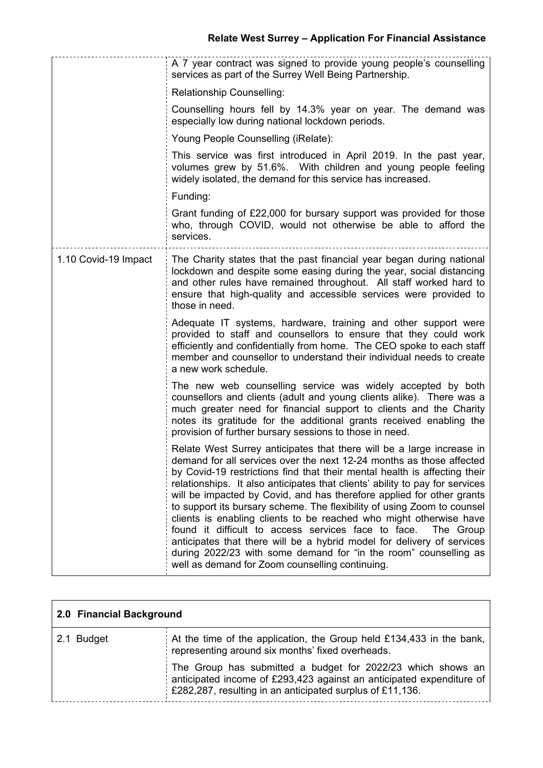| | |
|---|---|
| | A 7 year contract was signed to provide young people's counselling services as part of the Surrey Well Being Partnership.<br><br>Relationship Counselling:<br><br>Counselling hours fell by 14.3% year on year. The demand was especially low during national lockdown periods.<br><br>Young People Counselling (iRelate):<br><br>This service was first introduced in April 2019. In the past year, volumes grew by 51.6%. With children and young people feeling widely isolated, the demand for this service has increased.<br><br>Funding:<br><br>Grant funding of £22,000 for bursary support was provided for those who, through COVID, would not otherwise be able to afford the services. |
| 1.10 Covid-19 Impact | The Charity states that the past financial year began during national lockdown and despite some easing during the year, social distancing and other rules have remained throughout. All staff worked hard to ensure that high-quality and accessible services were provided to those in need.<br><br>Adequate IT systems, hardware, training and other support were provided to staff and counsellors to ensure that they could work efficiently and confidentially from home. The CEO spoke to each staff member and counsellor to understand their individual needs to create a new work schedule.<br><br>The new web counselling service was widely accepted by both counsellors and clients (adult and young clients alike). There was a much greater need for financial support to clients and the Charity notes its gratitude for the additional grants received enabling the provision of further bursary sessions to those in need.<br><br>Relate West Surrey anticipates that there will be a large increase in demand for all services over the next 12-24 months as those affected by Covid-19 restrictions find that their mental health is affecting their relationships. It also anticipates that clients' ability to pay for services will be impacted by Covid, and has therefore applied for other grants to support its bursary scheme. The flexibility of using Zoom to counsel clients is enabling clients to be reached who might otherwise have found it difficult to access services face to face. The Group anticipates that there will be a hybrid model for delivery of services during 2022/23 with some demand for "in the room" counselling as well as demand for Zoom counselling continuing. |

| **2.0 Financial Background** | |
|---|---|
| 2.1 Budget | At the time of the application, the Group held £134,433 in the bank, representing around six months' fixed overheads.<br><br>The Group has submitted a budget for 2022/23 which shows an anticipated income of £293,423 against an anticipated expenditure of £282,287, resulting in an anticipated surplus of £11,136. |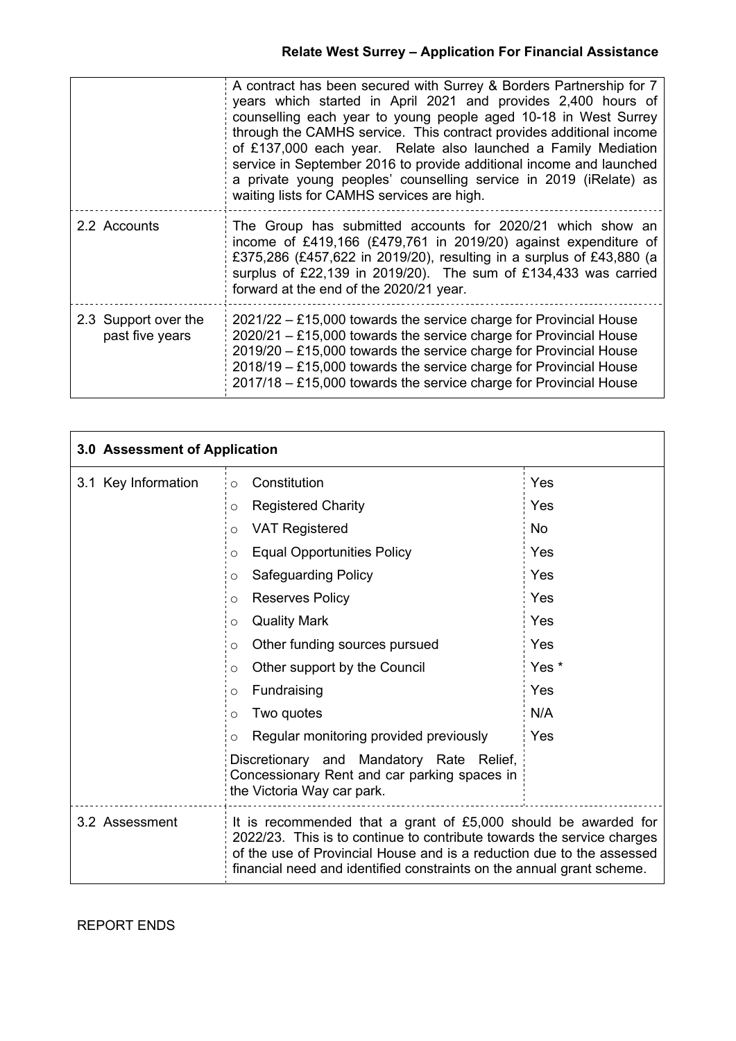| | |
|---|---|
| | A contract has been secured with Surrey & Borders Partnership for 7 years which started in April 2021 and provides 2,400 hours of counselling each year to young people aged 10-18 in West Surrey through the CAMHS service. This contract provides additional income of £137,000 each year. Relate also launched a Family Mediation service in September 2016 to provide additional income and launched a private young peoples' counselling service in 2019 (iRelate) as waiting lists for CAMHS services are high. |
| 2.2 Accounts | The Group has submitted accounts for 2020/21 which show an income of £419,166 (£479,761 in 2019/20) against expenditure of £375,286 (£457,622 in 2019/20), resulting in a surplus of £43,880 (a surplus of £22,139 in 2019/20). The sum of £134,433 was carried forward at the end of the 2020/21 year. |
| 2.3 Support over the past five years | 2021/22 – £15,000 towards the service charge for Provincial House<br>2020/21 – £15,000 towards the service charge for Provincial House<br>2019/20 – £15,000 towards the service charge for Provincial House<br>2018/19 – £15,000 towards the service charge for Provincial House<br>2017/18 – £15,000 towards the service charge for Provincial House |

| 3.0 Assessment of Application | | |
|---|---|---|
| 3.1 Key Information | Constitution | Yes |
| | Registered Charity | Yes |
| | VAT Registered | No |
| | Equal Opportunities Policy | Yes |
| | Safeguarding Policy | Yes |
| | Reserves Policy | Yes |
| | Quality Mark | Yes |
| | Other funding sources pursued | Yes |
| | Other support by the Council | Yes * |
| | Fundraising | Yes |
| | Two quotes | N/A |
| | Regular monitoring provided previously | Yes |
| | Discretionary and Mandatory Rate Relief, Concessionary Rent and car parking spaces in the Victoria Way car park. | |
| 3.2 Assessment | It is recommended that a grant of £5,000 should be awarded for 2022/23. This is to continue to contribute towards the service charges of the use of Provincial House and is a reduction due to the assessed financial need and identified constraints on the annual grant scheme. | |

REPORT ENDS